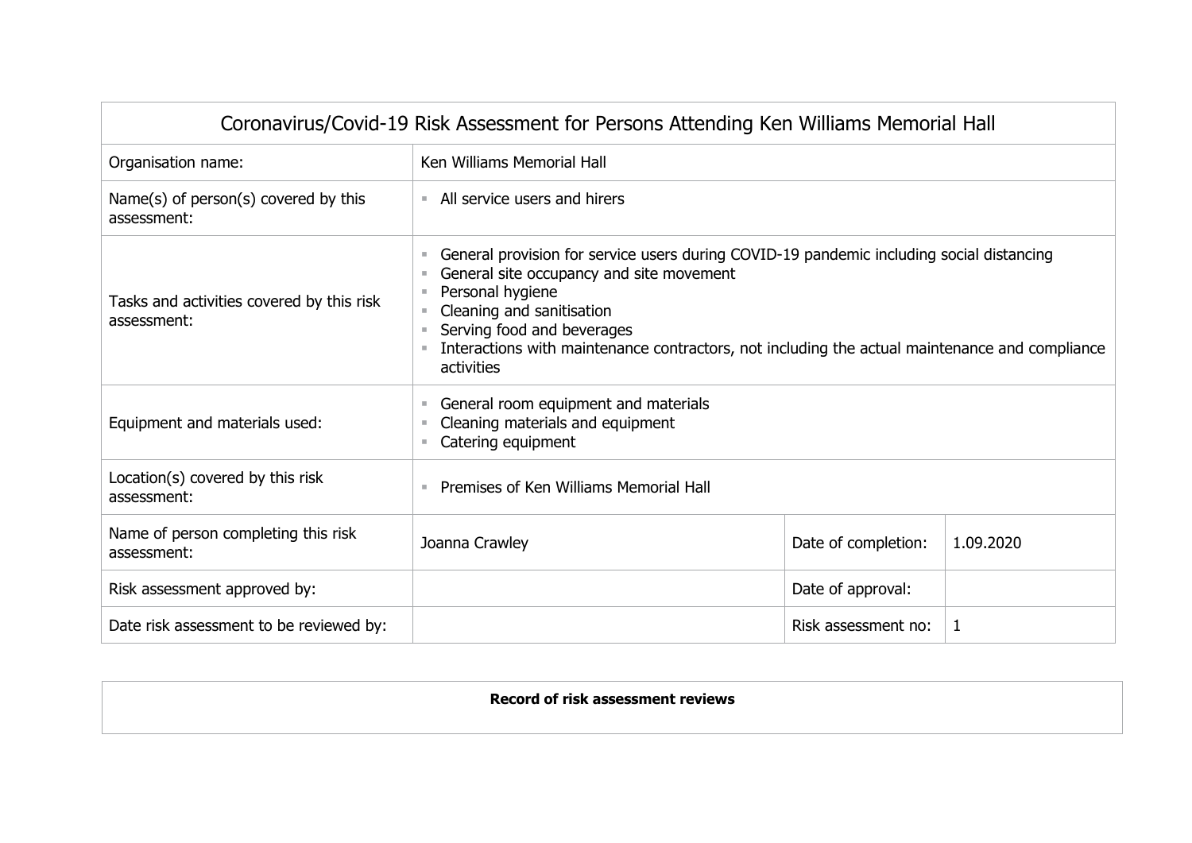| Coronavirus/Covid-19 Risk Assessment for Persons Attending Ken Williams Memorial Hall | | | |
|---|---|---|---|
| Organisation name: | Ken Williams Memorial Hall | | |
| Name(s) of person(s) covered by this assessment: | ▪ All service users and hirers | | |
| Tasks and activities covered by this risk assessment: | ▪ General provision for service users during COVID-19 pandemic including social distancing<br>▪ General site occupancy and site movement<br>▪ Personal hygiene<br>▪ Cleaning and sanitisation<br>▪ Serving food and beverages<br>▪ Interactions with maintenance contractors, not including the actual maintenance and compliance activities | | |
| Equipment and materials used: | ▪ General room equipment and materials<br>▪ Cleaning materials and equipment<br>▪ Catering equipment | | |
| Location(s) covered by this risk assessment: | ▪ Premises of Ken Williams Memorial Hall | | |
| Name of person completing this risk assessment: | Joanna Crawley | Date of completion: | 1.09.2020 |
| Risk assessment approved by: | | Date of approval: | |
| Date risk assessment to be reviewed by: | | Risk assessment no: | 1 |

| **Record of risk assessment reviews** |
|---|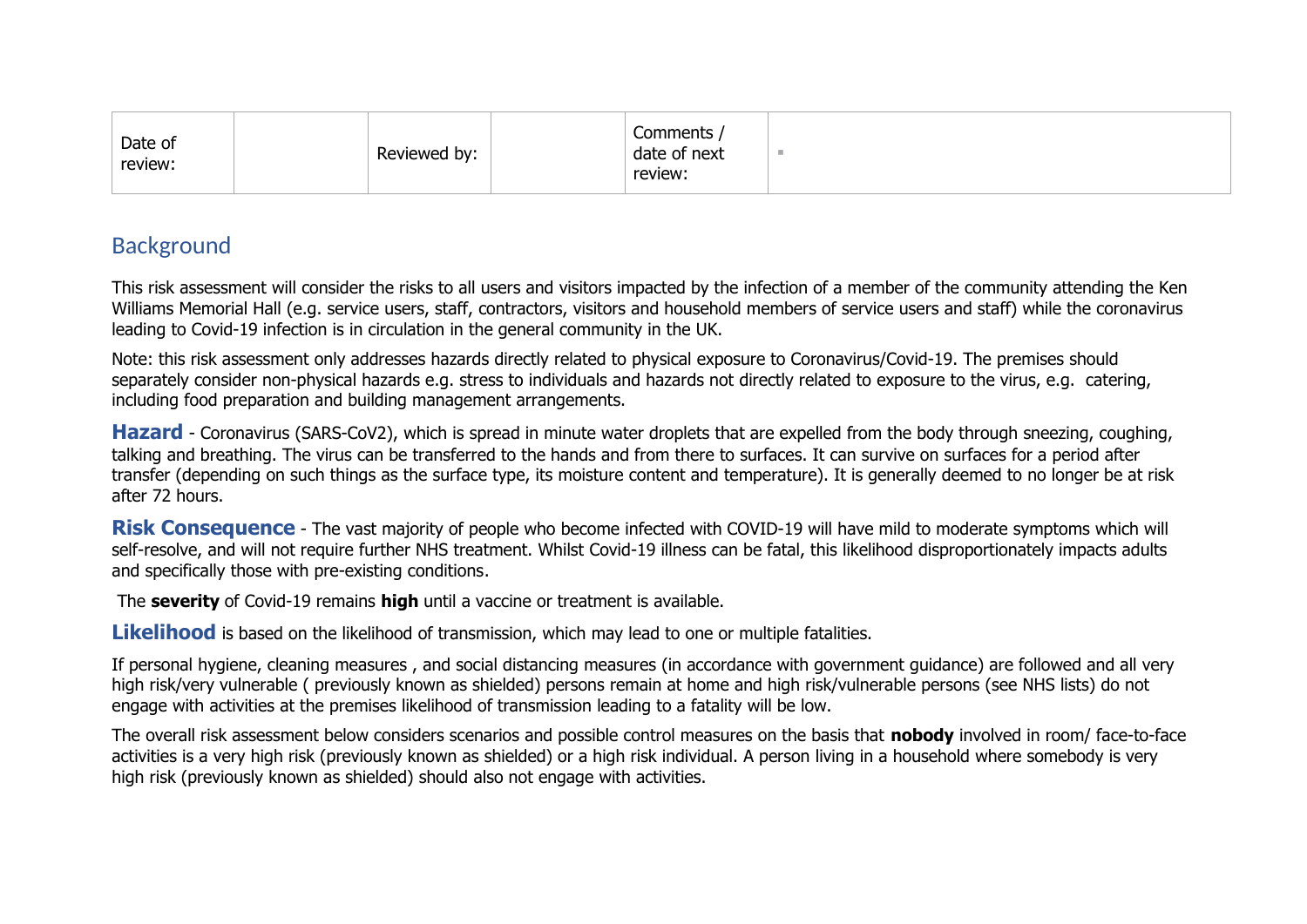| Date of review: | | Reviewed by: | | Comments / date of next review: | ▪ |
|---|---|---|---|---|---|

## Background

This risk assessment will consider the risks to all users and visitors impacted by the infection of a member of the community attending the Ken Williams Memorial Hall (e.g. service users, staff, contractors, visitors and household members of service users and staff) while the coronavirus leading to Covid-19 infection is in circulation in the general community in the UK.

Note: this risk assessment only addresses hazards directly related to physical exposure to Coronavirus/Covid-19. The premises should separately consider non-physical hazards e.g. stress to individuals and hazards not directly related to exposure to the virus, e.g. catering, including food preparation and building management arrangements.

**Hazard** - Coronavirus (SARS-CoV2), which is spread in minute water droplets that are expelled from the body through sneezing, coughing, talking and breathing. The virus can be transferred to the hands and from there to surfaces. It can survive on surfaces for a period after transfer (depending on such things as the surface type, its moisture content and temperature). It is generally deemed to no longer be at risk after 72 hours.

**Risk Consequence** - The vast majority of people who become infected with COVID-19 will have mild to moderate symptoms which will self-resolve, and will not require further NHS treatment. Whilst Covid-19 illness can be fatal, this likelihood disproportionately impacts adults and specifically those with pre-existing conditions.

The **severity** of Covid-19 remains **high** until a vaccine or treatment is available.

**Likelihood** is based on the likelihood of transmission, which may lead to one or multiple fatalities.

If personal hygiene, cleaning measures , and social distancing measures (in accordance with government guidance) are followed and all very high risk/very vulnerable ( previously known as shielded) persons remain at home and high risk/vulnerable persons (see NHS lists) do not engage with activities at the premises likelihood of transmission leading to a fatality will be low.

The overall risk assessment below considers scenarios and possible control measures on the basis that **nobody** involved in room/ face-to-face activities is a very high risk (previously known as shielded) or a high risk individual. A person living in a household where somebody is very high risk (previously known as shielded) should also not engage with activities.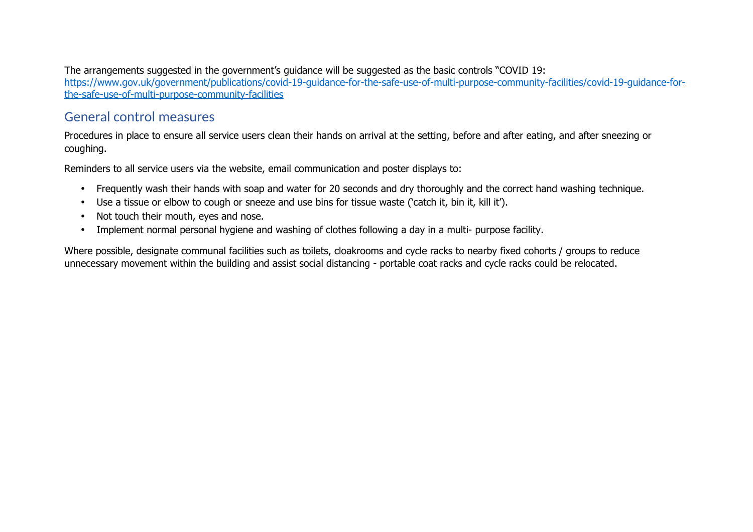The arrangements suggested in the government's guidance will be suggested as the basic controls "COVID 19: [https://www.gov.uk/government/publications/covid-19-guidance-for-the-safe-use-of-multi-purpose-community-facilities/covid-19-guidance-for-the-safe-use-of-multi-purpose-community-facilities](https://www.gov.uk/government/publications/covid-19-guidance-for-the-safe-use-of-multi-purpose-community-facilities/covid-19-guidance-for-the-safe-use-of-multi-purpose-community-facilities)

## General control measures

Procedures in place to ensure all service users clean their hands on arrival at the setting, before and after eating, and after sneezing or coughing.

Reminders to all service users via the website, email communication and poster displays to:

- Frequently wash their hands with soap and water for 20 seconds and dry thoroughly and the correct hand washing technique.
- Use a tissue or elbow to cough or sneeze and use bins for tissue waste ('catch it, bin it, kill it').
- Not touch their mouth, eyes and nose.
- Implement normal personal hygiene and washing of clothes following a day in a multi- purpose facility.

Where possible, designate communal facilities such as toilets, cloakrooms and cycle racks to nearby fixed cohorts / groups to reduce unnecessary movement within the building and assist social distancing - portable coat racks and cycle racks could be relocated.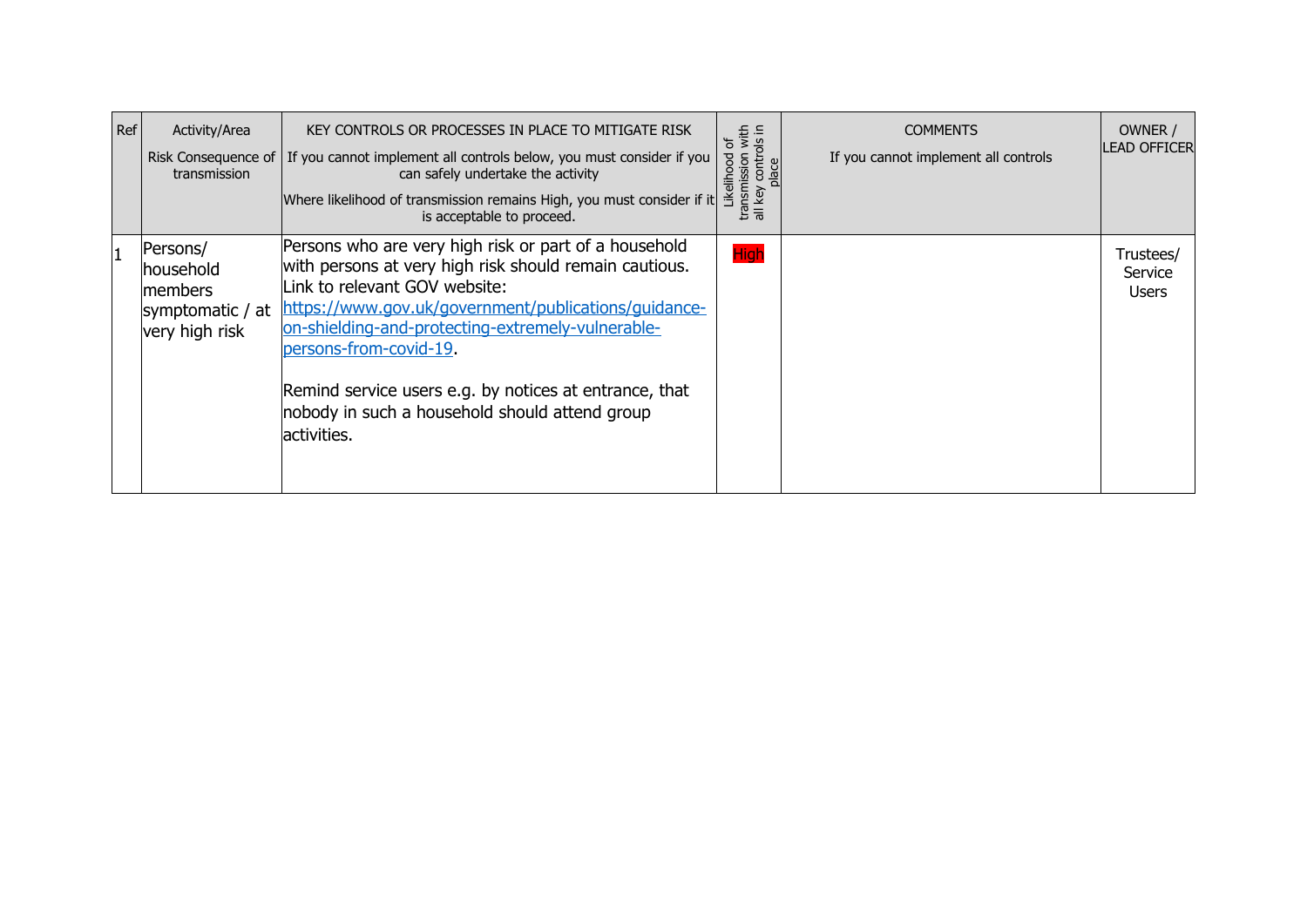| Ref | Activity/Area<br>Risk Consequence of transmission | KEY CONTROLS OR PROCESSES IN PLACE TO MITIGATE RISK<br>If you cannot implement all controls below, you must consider if you can safely undertake the activity<br>Where likelihood of transmission remains High, you must consider if it is acceptable to proceed. | Likelihood of transmission with all key controls in place | COMMENTS<br>If you cannot implement all controls | OWNER / LEAD OFFICER |
|---|---|---|---|---|---|
| 1 | Persons/ household members symptomatic / at very high risk | Persons who are very high risk or part of a household with persons at very high risk should remain cautious. Link to relevant GOV website: https://www.gov.uk/government/publications/guidance-on-shielding-and-protecting-extremely-vulnerable-persons-from-covid-19.<br><br>Remind service users e.g. by notices at entrance, that nobody in such a household should attend group activities. | High | | Trustees/ Service Users |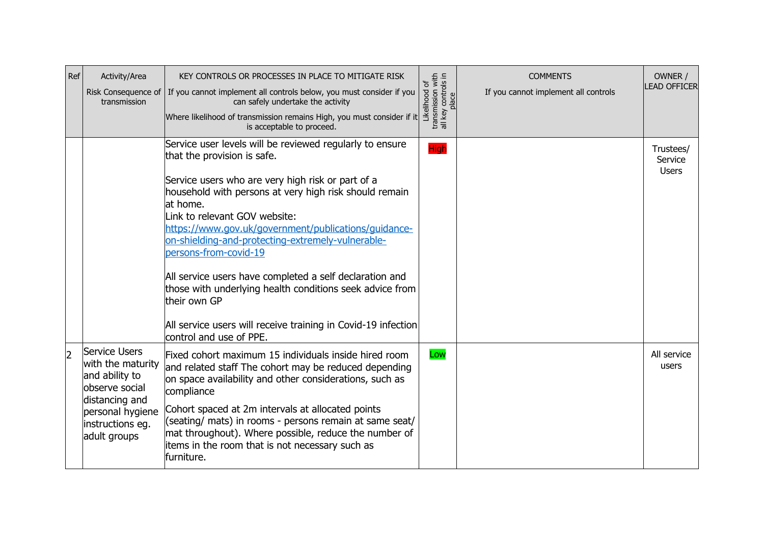| Ref | Activity/Area<br>Risk Consequence of transmission | KEY CONTROLS OR PROCESSES IN PLACE TO MITIGATE RISK<br>If you cannot implement all controls below, you must consider if you can safely undertake the activity<br>Where likelihood of transmission remains High, you must consider if it is acceptable to proceed. | Likelihood of transmission with all key controls in place | COMMENTS<br>If you cannot implement all controls | OWNER / LEAD OFFICER |
|---|---|---|---|---|---|
| | | Service user levels will be reviewed regularly to ensure that the provision is safe.<br><br>Service users who are very high risk or part of a household with persons at very high risk should remain at home.<br>Link to relevant GOV website:<br>[https://www.gov.uk/government/publications/guidance-on-shielding-and-protecting-extremely-vulnerable-persons-from-covid-19](https://www.gov.uk/government/publications/guidance-on-shielding-and-protecting-extremely-vulnerable-persons-from-covid-19)<br><br>All service users have completed a self declaration and those with underlying health conditions seek advice from their own GP<br><br>All service users will receive training in Covid-19 infection control and use of PPE. | High | | Trustees/ Service Users |
| 2 | Service Users with the maturity and ability to observe social distancing and personal hygiene instructions eg. adult groups | Fixed cohort maximum 15 individuals inside hired room and related staff The cohort may be reduced depending on space availability and other considerations, such as compliance<br><br>Cohort spaced at 2m intervals at allocated points (seating/ mats) in rooms - persons remain at same seat/ mat throughout). Where possible, reduce the number of items in the room that is not necessary such as furniture. | Low | | All service users |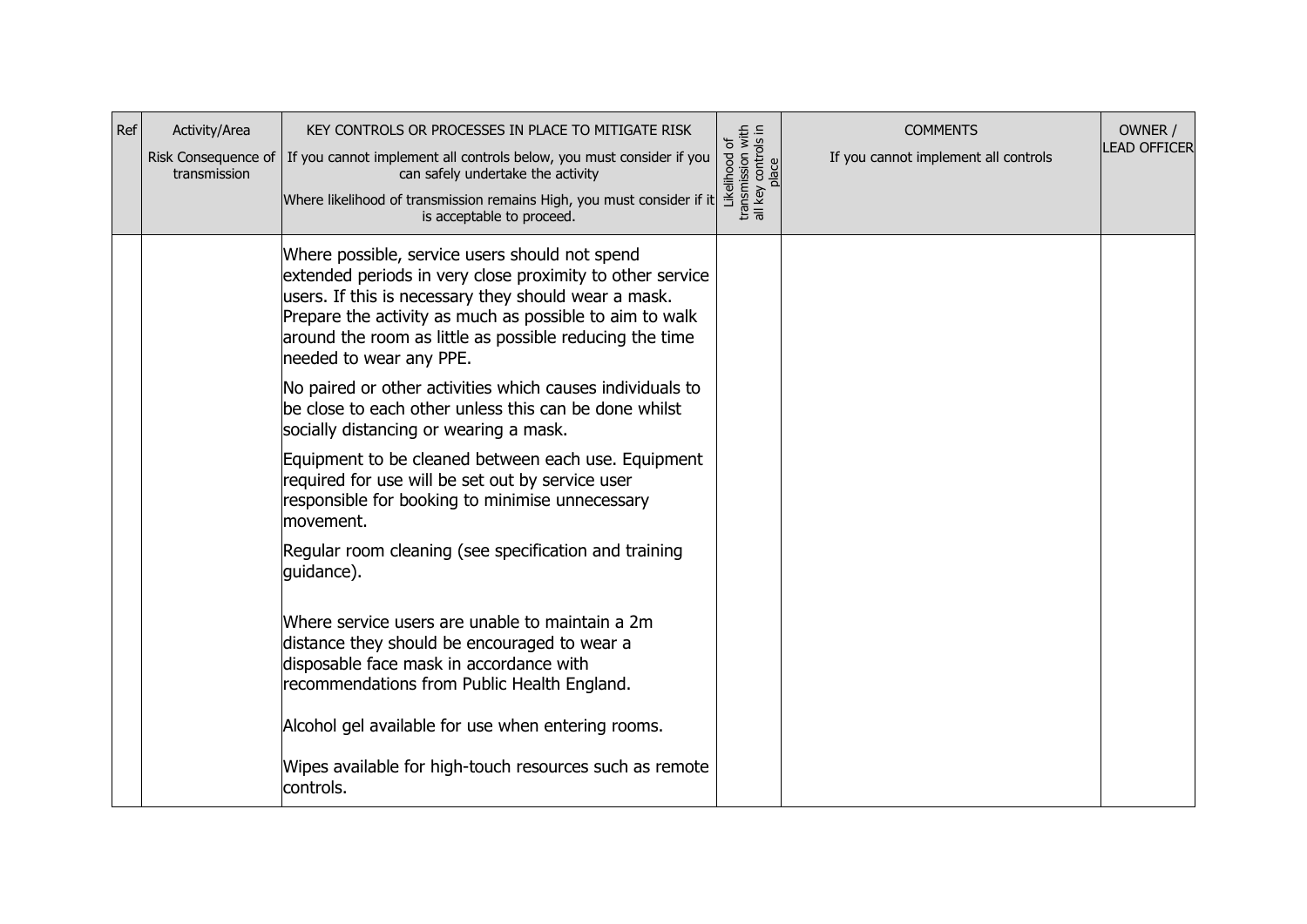| Ref | Activity/Area<br>Risk Consequence of transmission | KEY CONTROLS OR PROCESSES IN PLACE TO MITIGATE RISK<br>If you cannot implement all controls below, you must consider if you can safely undertake the activity<br>Where likelihood of transmission remains High, you must consider if it is acceptable to proceed. | Likelihood of transmission with all key controls in place | COMMENTS<br>If you cannot implement all controls | OWNER / LEAD OFFICER |
|---|---|---|---|---|---|
| | | Where possible, service users should not spend extended periods in very close proximity to other service users. If this is necessary they should wear a mask. Prepare the activity as much as possible to aim to walk around the room as little as possible reducing the time needed to wear any PPE.<br><br>No paired or other activities which causes individuals to be close to each other unless this can be done whilst socially distancing or wearing a mask.<br><br>Equipment to be cleaned between each use. Equipment required for use will be set out by service user responsible for booking to minimise unnecessary movement.<br><br>Regular room cleaning (see specification and training guidance).<br><br>Where service users are unable to maintain a 2m distance they should be encouraged to wear a disposable face mask in accordance with recommendations from Public Health England.<br><br>Alcohol gel available for use when entering rooms.<br><br>Wipes available for high-touch resources such as remote controls. | | | |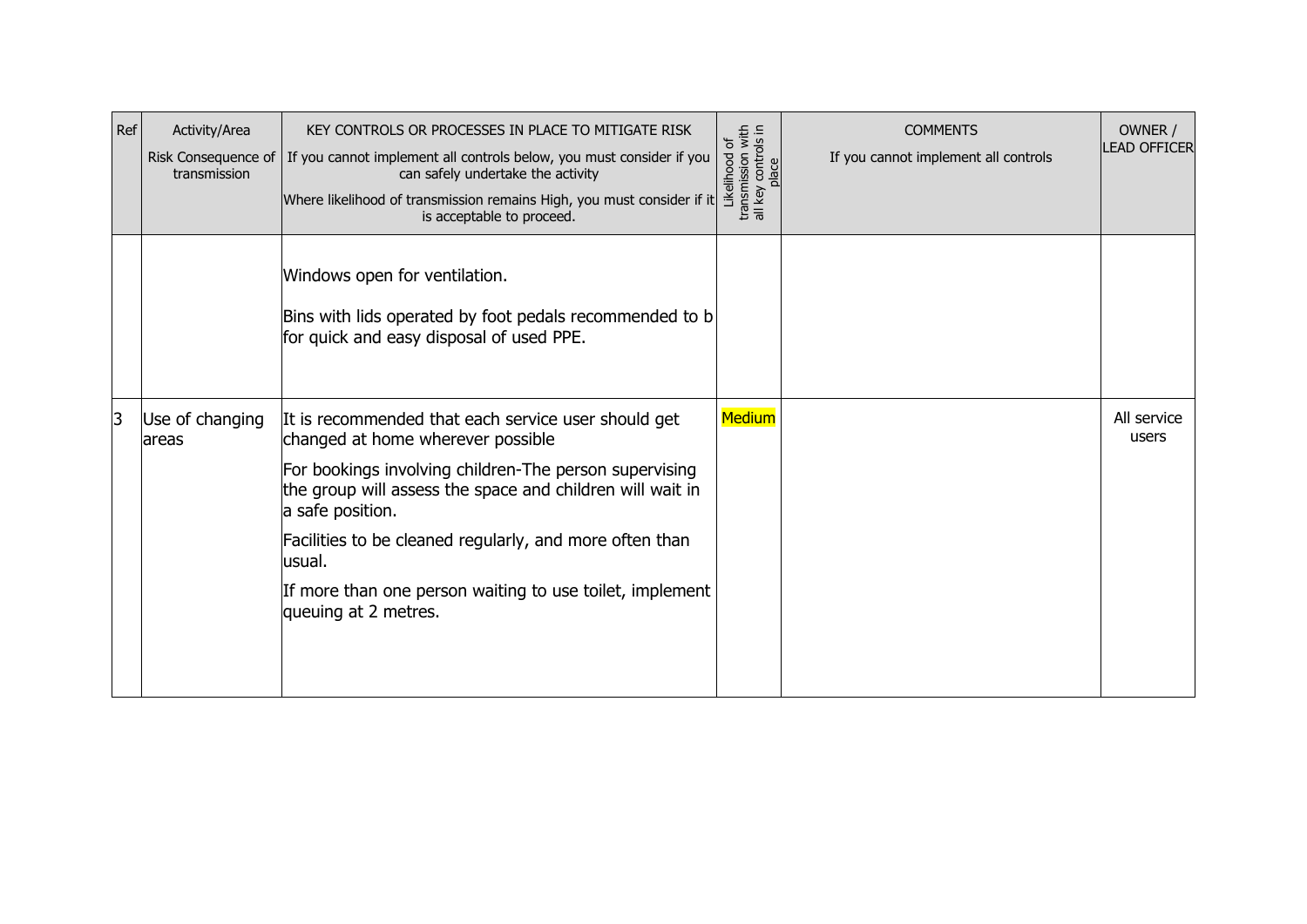| Ref | Activity/Area<br>Risk Consequence of transmission | KEY CONTROLS OR PROCESSES IN PLACE TO MITIGATE RISK<br>If you cannot implement all controls below, you must consider if you can safely undertake the activity<br>Where likelihood of transmission remains High, you must consider if it is acceptable to proceed. | Likelihood of transmission with all key controls in place | COMMENTS<br>If you cannot implement all controls | OWNER / LEAD OFFICER |
|---|---|---|---|---|---|
| | | Windows open for ventilation.<br><br>Bins with lids operated by foot pedals recommended to b for quick and easy disposal of used PPE. | | | |
| 3 | Use of changing areas | It is recommended that each service user should get changed at home wherever possible<br><br>For bookings involving children-The person supervising the group will assess the space and children will wait in a safe position.<br><br>Facilities to be cleaned regularly, and more often than usual.<br><br>If more than one person waiting to use toilet, implement queuing at 2 metres. | Medium | | All service users |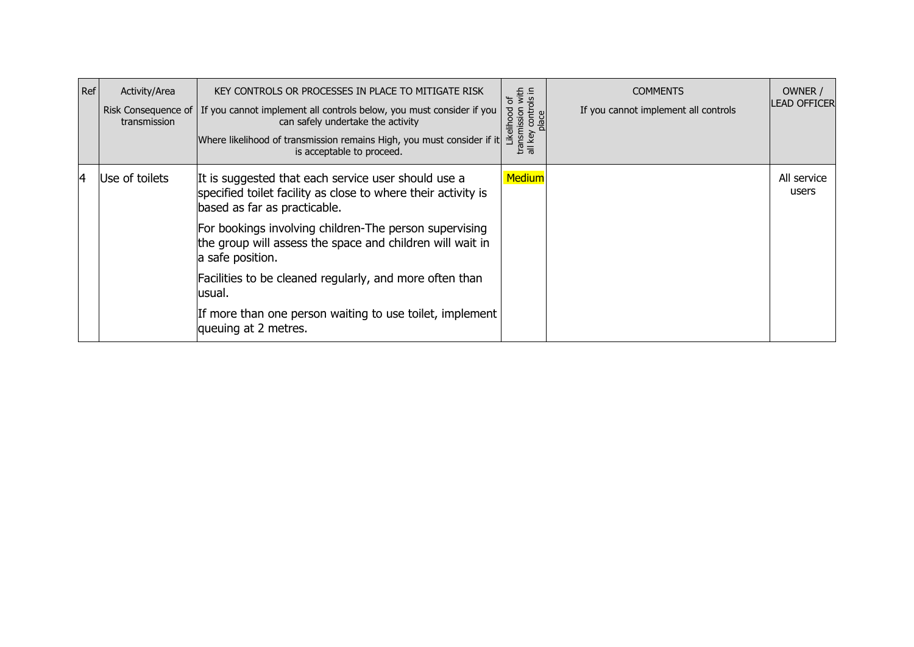| Ref | Activity/Area<br>Risk Consequence of transmission | KEY CONTROLS OR PROCESSES IN PLACE TO MITIGATE RISK<br>If you cannot implement all controls below, you must consider if you can safely undertake the activity<br>Where likelihood of transmission remains High, you must consider if it is acceptable to proceed. | Likelihood of transmission with all key controls in place | COMMENTS<br>If you cannot implement all controls | OWNER / LEAD OFFICER |
| --- | --- | --- | --- | --- | --- |
| 4 | Use of toilets | It is suggested that each service user should use a specified toilet facility as close to where their activity is based as far as practicable.<br>For bookings involving children-The person supervising the group will assess the space and children will wait in a safe position.<br>Facilities to be cleaned regularly, and more often than usual.<br>If more than one person waiting to use toilet, implement queuing at 2 metres. | Medium | | All service users |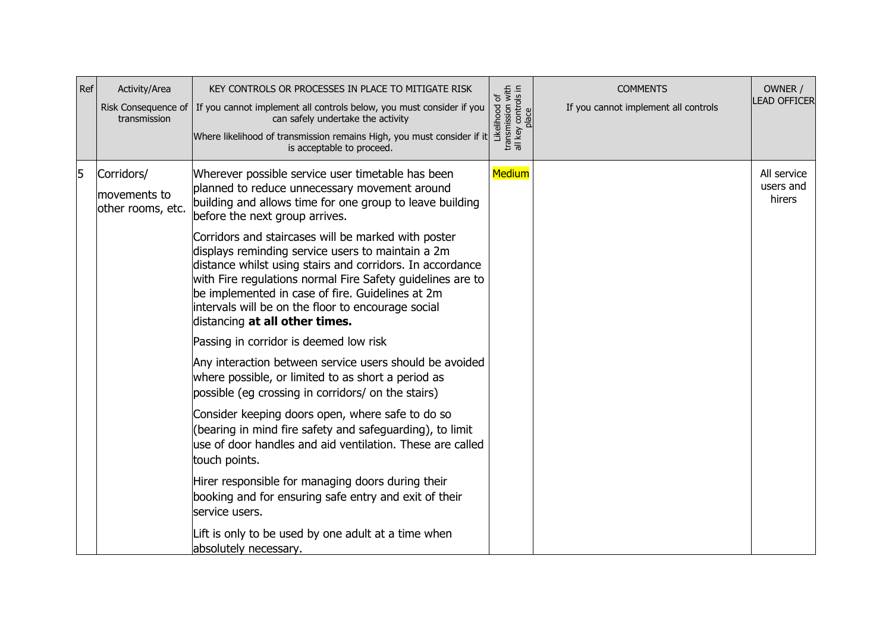| Ref | Activity/Area<br>Risk Consequence of transmission | KEY CONTROLS OR PROCESSES IN PLACE TO MITIGATE RISK<br>If you cannot implement all controls below, you must consider if you can safely undertake the activity<br>Where likelihood of transmission remains High, you must consider if it is acceptable to proceed. | Likelihood of transmission with all key controls in place | COMMENTS<br>If you cannot implement all controls | OWNER / LEAD OFFICER |
|---|---|---|---|---|---|
| 5 | Corridors/<br>movements to other rooms, etc. | Wherever possible service user timetable has been planned to reduce unnecessary movement around building and allows time for one group to leave building before the next group arrives.<br><br>Corridors and staircases will be marked with poster displays reminding service users to maintain a 2m distance whilst using stairs and corridors. In accordance with Fire regulations normal Fire Safety guidelines are to be implemented in case of fire. Guidelines at 2m intervals will be on the floor to encourage social distancing **at all other times.**<br><br>Passing in corridor is deemed low risk<br><br>Any interaction between service users should be avoided where possible, or limited to as short a period as possible (eg crossing in corridors/ on the stairs)<br><br>Consider keeping doors open, where safe to do so (bearing in mind fire safety and safeguarding), to limit use of door handles and aid ventilation. These are called touch points.<br><br>Hirer responsible for managing doors during their booking and for ensuring safe entry and exit of their service users.<br><br>Lift is only to be used by one adult at a time when absolutely necessary. | Medium | | All service users and hirers |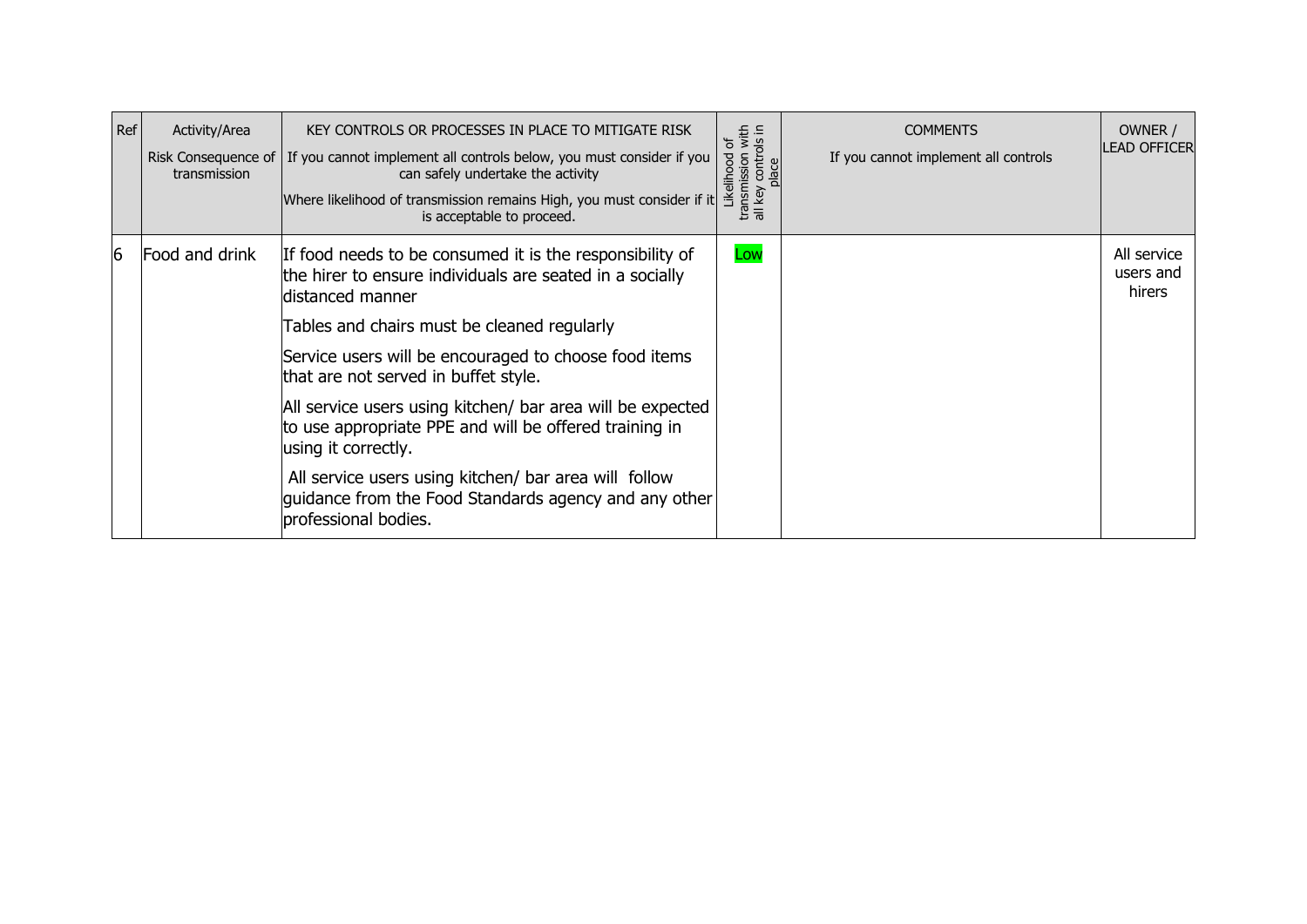| Ref | Activity/Area<br>Risk Consequence of transmission | KEY CONTROLS OR PROCESSES IN PLACE TO MITIGATE RISK<br>If you cannot implement all controls below, you must consider if you can safely undertake the activity<br>Where likelihood of transmission remains High, you must consider if it is acceptable to proceed. | Likelihood of transmission with all key controls in place | COMMENTS<br>If you cannot implement all controls | OWNER / LEAD OFFICER |
|---|---|---|---|---|---|
| 6 | Food and drink | If food needs to be consumed it is the responsibility of the hirer to ensure individuals are seated in a socially distanced manner<br>Tables and chairs must be cleaned regularly<br>Service users will be encouraged to choose food items that are not served in buffet style.<br>All service users using kitchen/ bar area will be expected to use appropriate PPE and will be offered training in using it correctly.<br>All service users using kitchen/ bar area will follow guidance from the Food Standards agency and any other professional bodies. | Low | | All service users and hirers |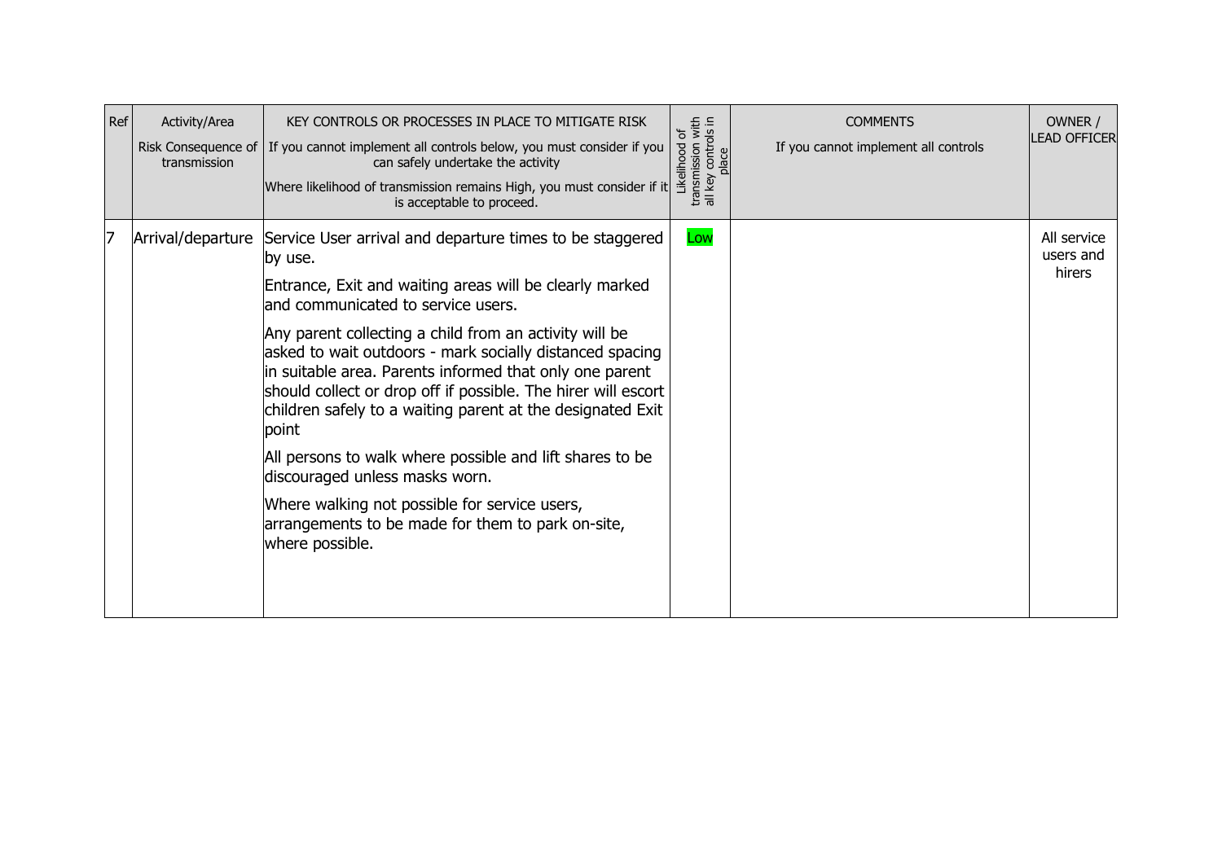| Ref | Activity/Area<br>Risk Consequence of transmission | KEY CONTROLS OR PROCESSES IN PLACE TO MITIGATE RISK<br>If you cannot implement all controls below, you must consider if you can safely undertake the activity<br>Where likelihood of transmission remains High, you must consider if it is acceptable to proceed. | Likelihood of transmission with all key controls in place | COMMENTS<br>If you cannot implement all controls | OWNER / LEAD OFFICER |
|---|---|---|---|---|---|
| 7 | Arrival/departure | Service User arrival and departure times to be staggered by use.<br><br>Entrance, Exit and waiting areas will be clearly marked and communicated to service users.<br><br>Any parent collecting a child from an activity will be asked to wait outdoors - mark socially distanced spacing in suitable area. Parents informed that only one parent should collect or drop off if possible. The hirer will escort children safely to a waiting parent at the designated Exit point<br><br>All persons to walk where possible and lift shares to be discouraged unless masks worn.<br><br>Where walking not possible for service users, arrangements to be made for them to park on-site, where possible. | Low | | All service users and hirers |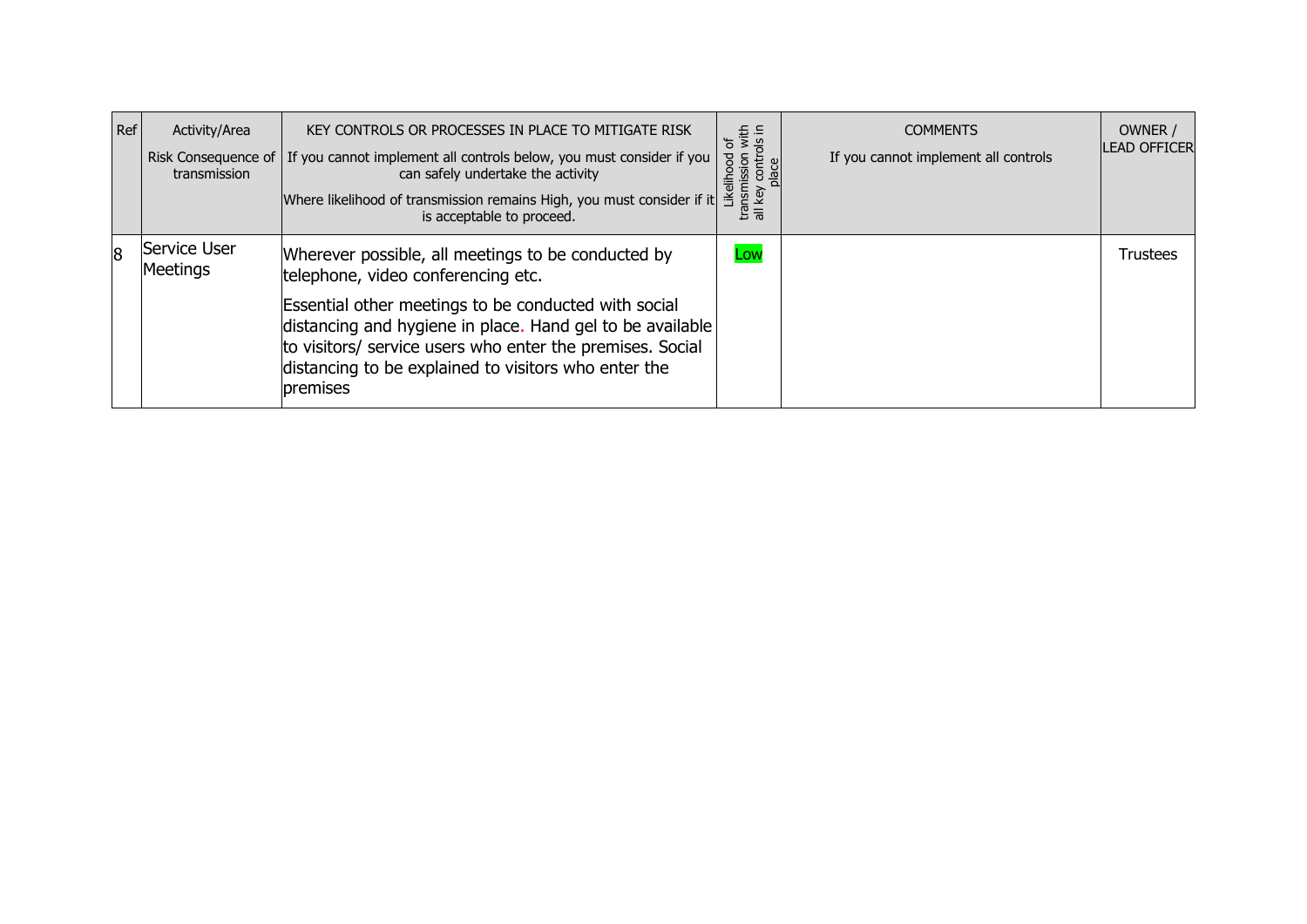| Ref | Activity/Area<br>Risk Consequence of transmission | KEY CONTROLS OR PROCESSES IN PLACE TO MITIGATE RISK<br>If you cannot implement all controls below, you must consider if you can safely undertake the activity<br>Where likelihood of transmission remains High, you must consider if it is acceptable to proceed. | Likelihood of transmission with all key controls in place | COMMENTS<br>If you cannot implement all controls | OWNER / LEAD OFFICER |
|---|---|---|---|---|---|
| 8 | Service User Meetings | Wherever possible, all meetings to be conducted by telephone, video conferencing etc.<br>Essential other meetings to be conducted with social distancing and hygiene in place. Hand gel to be available to visitors/ service users who enter the premises. Social distancing to be explained to visitors who enter the premises | Low | | Trustees |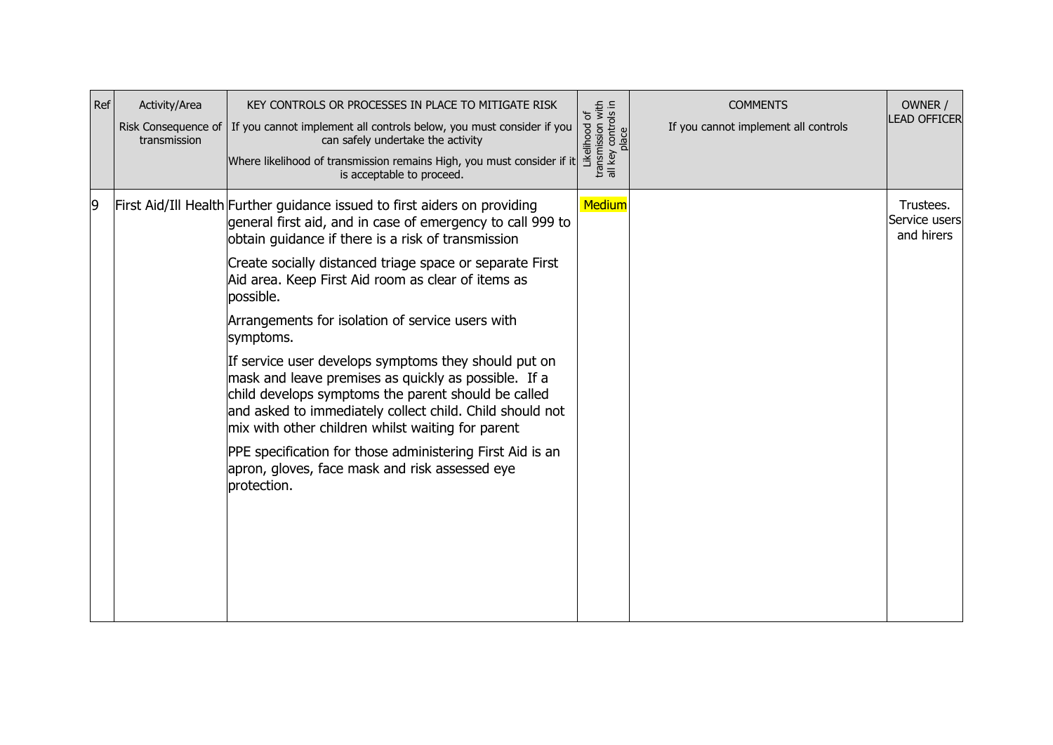| Ref | Activity/Area<br>Risk Consequence of transmission | KEY CONTROLS OR PROCESSES IN PLACE TO MITIGATE RISK<br>If you cannot implement all controls below, you must consider if you can safely undertake the activity<br>Where likelihood of transmission remains High, you must consider if it is acceptable to proceed. | Likelihood of transmission with all key controls in place | COMMENTS<br>If you cannot implement all controls | OWNER / LEAD OFFICER |
|---|---|---|---|---|---|
| 9 | First Aid/Ill Health | Further guidance issued to first aiders on providing general first aid, and in case of emergency to call 999 to obtain guidance if there is a risk of transmission<br><br>Create socially distanced triage space or separate First Aid area. Keep First Aid room as clear of items as possible.<br><br>Arrangements for isolation of service users with symptoms.<br><br>If service user develops symptoms they should put on mask and leave premises as quickly as possible. If a child develops symptoms the parent should be called and asked to immediately collect child. Child should not mix with other children whilst waiting for parent<br><br>PPE specification for those administering First Aid is an apron, gloves, face mask and risk assessed eye protection. | Medium | | Trustees. Service users and hirers |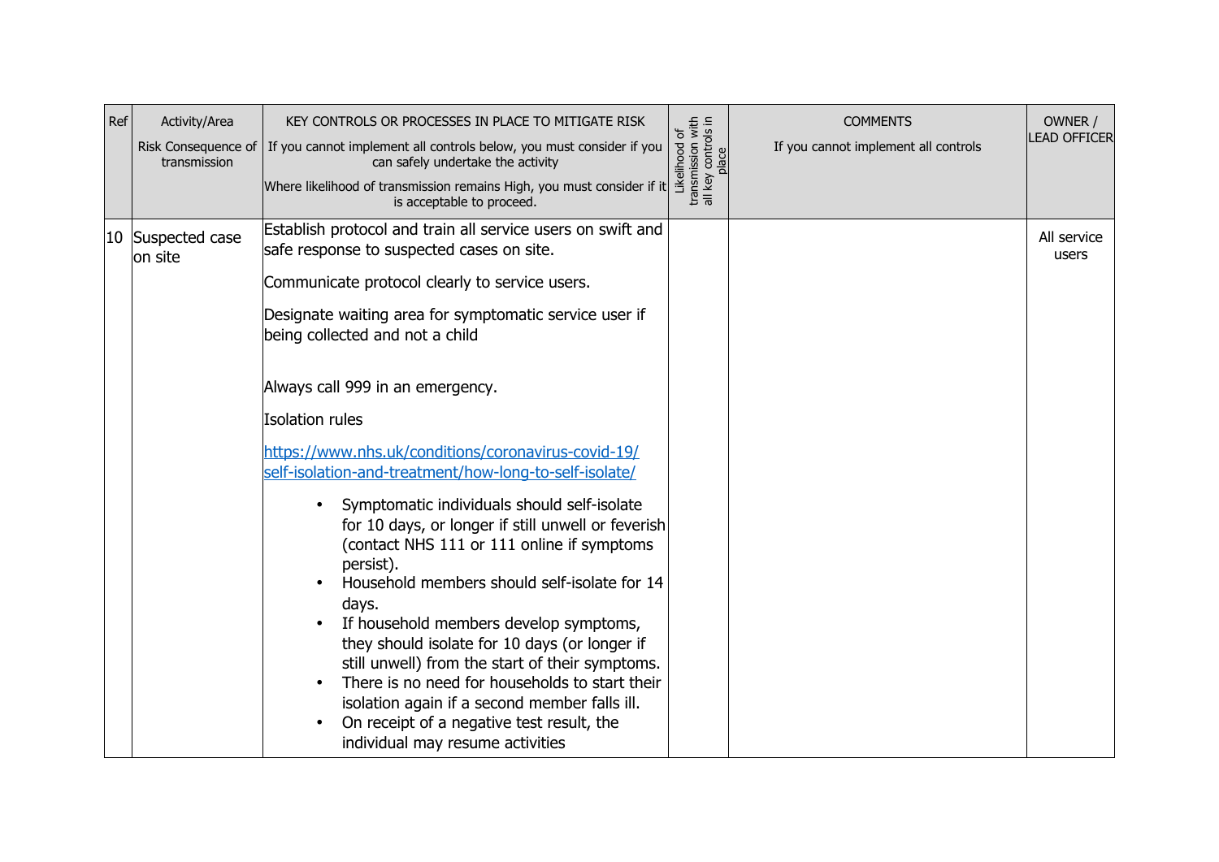| Ref | Activity/Area<br>Risk Consequence of transmission | KEY CONTROLS OR PROCESSES IN PLACE TO MITIGATE RISK<br>If you cannot implement all controls below, you must consider if you can safely undertake the activity<br>Where likelihood of transmission remains High, you must consider if it is acceptable to proceed. | Likelihood of transmission with all key controls in place | COMMENTS<br>If you cannot implement all controls | OWNER / LEAD OFFICER |
|---|---|---|---|---|---|
| 10 | Suspected case on site | Establish protocol and train all service users on swift and safe response to suspected cases on site.<br><br>Communicate protocol clearly to service users.<br><br>Designate waiting area for symptomatic service user if being collected and not a child<br><br>Always call 999 in an emergency.<br><br>Isolation rules<br><br>https://www.nhs.uk/conditions/coronavirus-covid-19/self-isolation-and-treatment/how-long-to-self-isolate/<br><br>• Symptomatic individuals should self-isolate for 10 days, or longer if still unwell or feverish (contact NHS 111 or 111 online if symptoms persist).<br>• Household members should self-isolate for 14 days.<br>• If household members develop symptoms, they should isolate for 10 days (or longer if still unwell) from the start of their symptoms.<br>• There is no need for households to start their isolation again if a second member falls ill.<br>• On receipt of a negative test result, the individual may resume activities | | | All service users |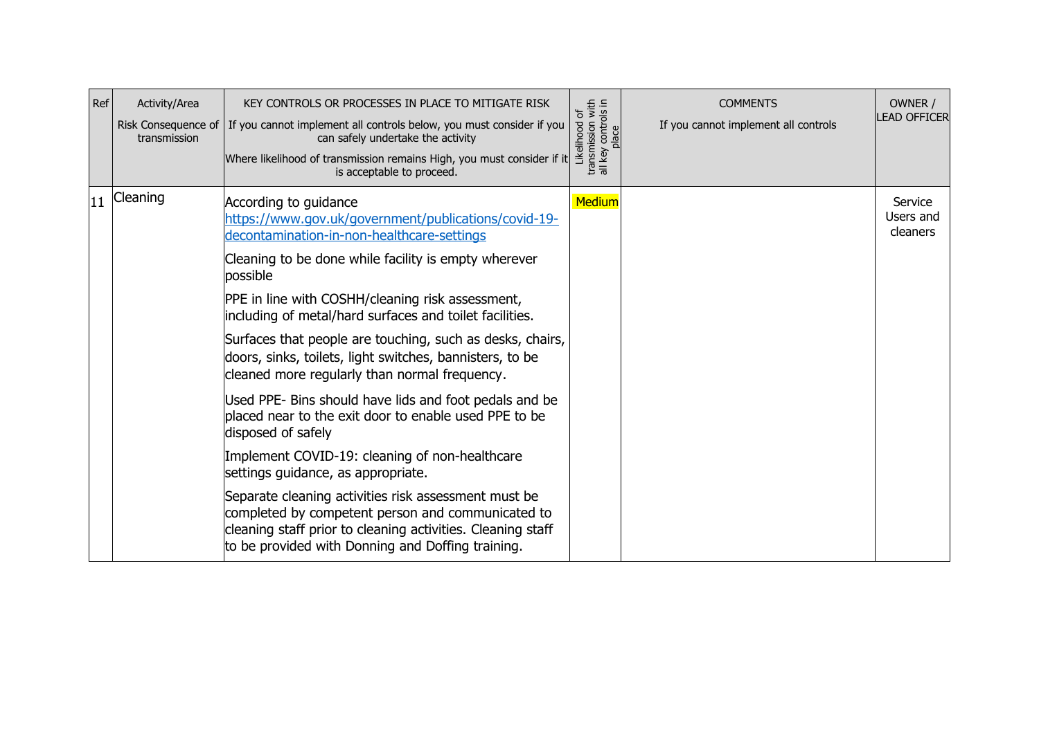| Ref | Activity/Area<br>Risk Consequence of transmission | KEY CONTROLS OR PROCESSES IN PLACE TO MITIGATE RISK<br>If you cannot implement all controls below, you must consider if you can safely undertake the activity<br>Where likelihood of transmission remains High, you must consider if it is acceptable to proceed. | Likelihood of transmission with all key controls in place | COMMENTS<br>If you cannot implement all controls | OWNER / LEAD OFFICER |
|---|---|---|---|---|---|
| 11 | Cleaning | According to guidance https://www.gov.uk/government/publications/covid-19-decontamination-in-non-healthcare-settings<br>Cleaning to be done while facility is empty wherever possible<br>PPE in line with COSHH/cleaning risk assessment, including of metal/hard surfaces and toilet facilities.<br>Surfaces that people are touching, such as desks, chairs, doors, sinks, toilets, light switches, bannisters, to be cleaned more regularly than normal frequency.<br>Used PPE- Bins should have lids and foot pedals and be placed near to the exit door to enable used PPE to be disposed of safely<br>Implement COVID-19: cleaning of non-healthcare settings guidance, as appropriate.<br>Separate cleaning activities risk assessment must be completed by competent person and communicated to cleaning staff prior to cleaning activities. Cleaning staff to be provided with Donning and Doffing training. | Medium | | Service Users and cleaners |